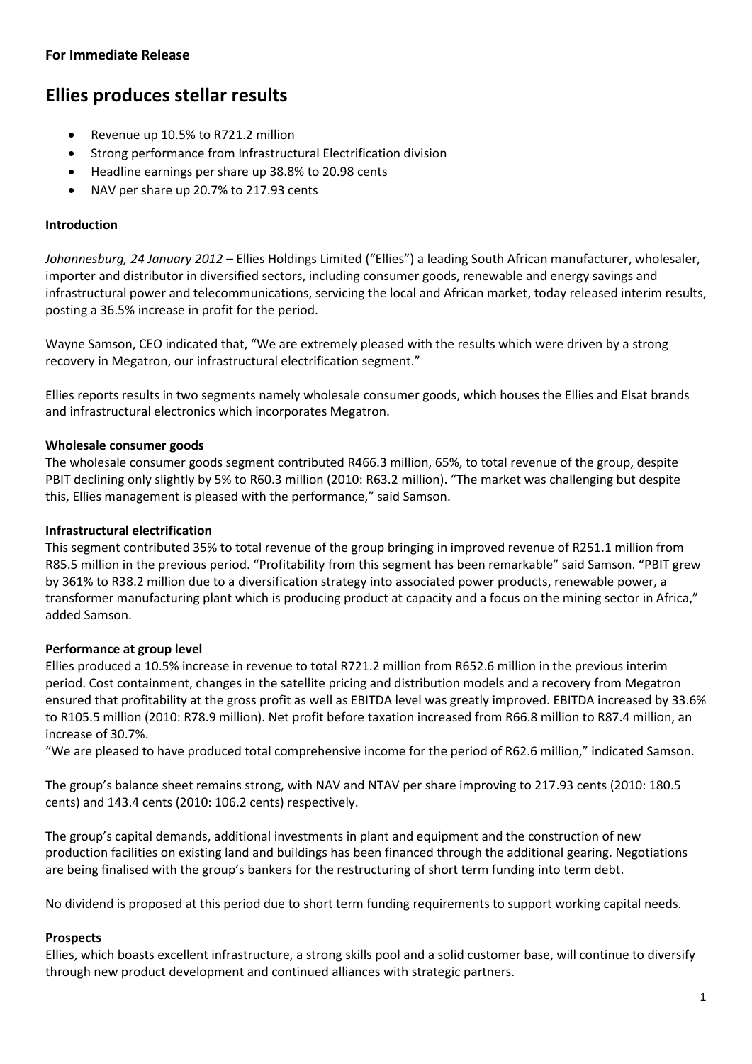**For Immediate Release**

# Ellies produces stellar results

- Revenue up 10.5% to R721.2 million
- Strong performance from Infrastructural Electrification division
- Headline earnings per share up 38.8% to 20.98 cents
- NAV per share up 20.7% to 217.93 cents

**Introduction**

*Johannesburg, 24 January 2012* – Ellies Holdings Limited ("Ellies") a leading South African manufacturer, wholesaler, importer and distributor in diversified sectors, including consumer goods, renewable and energy savings and infrastructural power and telecommunications, servicing the local and African market, today released interim results, posting a 36.5% increase in profit for the period.

Wayne Samson, CEO indicated that, "We are extremely pleased with the results which were driven by a strong recovery in Megatron, our infrastructural electrification segment."

Ellies reports results in two segments namely wholesale consumer goods, which houses the Ellies and Elsat brands and infrastructural electronics which incorporates Megatron.

**Wholesale consumer goods**

The wholesale consumer goods segment contributed R466.3 million, 65%, to total revenue of the group, despite PBIT declining only slightly by 5% to R60.3 million (2010: R63.2 million). "The market was challenging but despite this, Ellies management is pleased with the performance," said Samson.

**Infrastructural electrification**

This segment contributed 35% to total revenue of the group bringing in improved revenue of R251.1 million from R85.5 million in the previous period. "Profitability from this segment has been remarkable" said Samson. "PBIT grew by 361% to R38.2 million due to a diversification strategy into associated power products, renewable power, a transformer manufacturing plant which is producing product at capacity and a focus on the mining sector in Africa," added Samson.

**Performance at group level**

Ellies produced a 10.5% increase in revenue to total R721.2 million from R652.6 million in the previous interim period. Cost containment, changes in the satellite pricing and distribution models and a recovery from Megatron ensured that profitability at the gross profit as well as EBITDA level was greatly improved. EBITDA increased by 33.6% to R105.5 million (2010: R78.9 million). Net profit before taxation increased from R66.8 million to R87.4 million, an increase of 30.7%.
"We are pleased to have produced total comprehensive income for the period of R62.6 million," indicated Samson.

The group's balance sheet remains strong, with NAV and NTAV per share improving to 217.93 cents (2010: 180.5 cents) and 143.4 cents (2010: 106.2 cents) respectively.

The group's capital demands, additional investments in plant and equipment and the construction of new production facilities on existing land and buildings has been financed through the additional gearing. Negotiations are being finalised with the group's bankers for the restructuring of short term funding into term debt.

No dividend is proposed at this period due to short term funding requirements to support working capital needs.

**Prospects**

Ellies, which boasts excellent infrastructure, a strong skills pool and a solid customer base, will continue to diversify through new product development and continued alliances with strategic partners.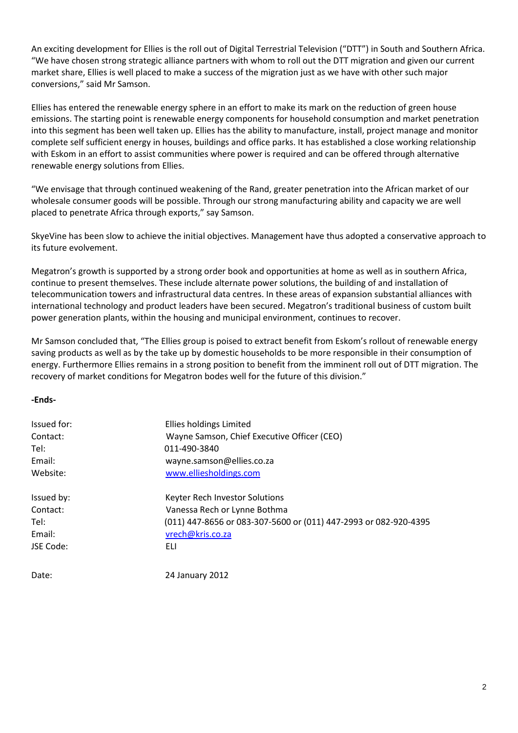An exciting development for Ellies is the roll out of Digital Terrestrial Television ("DTT") in South and Southern Africa. "We have chosen strong strategic alliance partners with whom to roll out the DTT migration and given our current market share, Ellies is well placed to make a success of the migration just as we have with other such major conversions," said Mr Samson.

Ellies has entered the renewable energy sphere in an effort to make its mark on the reduction of green house emissions. The starting point is renewable energy components for household consumption and market penetration into this segment has been well taken up. Ellies has the ability to manufacture, install, project manage and monitor complete self sufficient energy in houses, buildings and office parks. It has established a close working relationship with Eskom in an effort to assist communities where power is required and can be offered through alternative renewable energy solutions from Ellies.

"We envisage that through continued weakening of the Rand, greater penetration into the African market of our wholesale consumer goods will be possible. Through our strong manufacturing ability and capacity we are well placed to penetrate Africa through exports," say Samson.

SkyeVine has been slow to achieve the initial objectives. Management have thus adopted a conservative approach to its future evolvement.

Megatron's growth is supported by a strong order book and opportunities at home as well as in southern Africa, continue to present themselves. These include alternate power solutions, the building of and installation of telecommunication towers and infrastructural data centres. In these areas of expansion substantial alliances with international technology and product leaders have been secured. Megatron's traditional business of custom built power generation plants, within the housing and municipal environment, continues to recover.

Mr Samson concluded that, "The Ellies group is poised to extract benefit from Eskom's rollout of renewable energy saving products as well as by the take up by domestic households to be more responsible in their consumption of energy. Furthermore Ellies remains in a strong position to benefit from the imminent roll out of DTT migration. The recovery of market conditions for Megatron bodes well for the future of this division."

**-Ends-**

| | |
|---|---|
| Issued for: | Ellies holdings Limited |
| Contact: | Wayne Samson, Chief Executive Officer (CEO) |
| Tel: | 011-490-3840 |
| Email: | wayne.samson@ellies.co.za |
| Website: | www.elliesholdings.com |
| | |
| Issued by: | Keyter Rech Investor Solutions |
| Contact: | Vanessa Rech or Lynne Bothma |
| Tel: | (011) 447-8656 or 083-307-5600 or (011) 447-2993 or 082-920-4395 |
| Email: | vrech@kris.co.za |
| JSE Code: | ELI |
| | |
| Date: | 24 January 2012 |